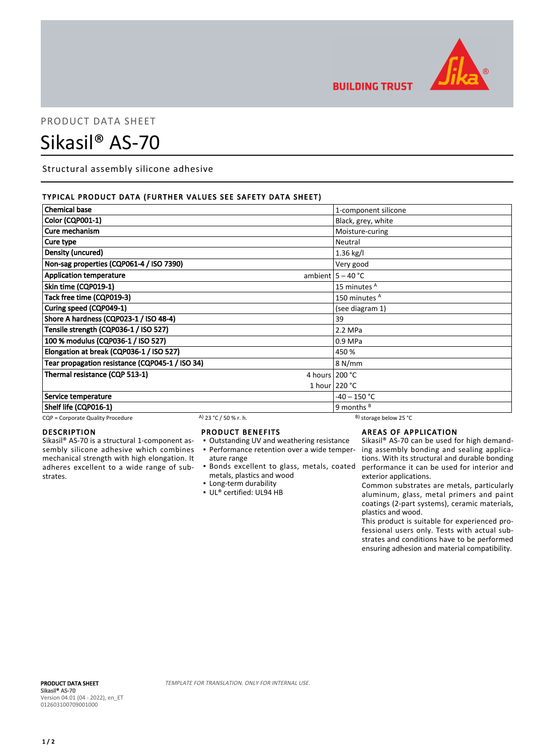PRODUCT DATA SHEET

# Sikasil® AS-70

Structural assembly silicone adhesive

## TYPICAL PRODUCT DATA (FURTHER VALUES SEE SAFETY DATA SHEET)

| Property | | Value |
|---|---|---|
| **Chemical base** | | 1-component silicone |
| **Color (CQP001-1)** | | Black, grey, white |
| **Cure mechanism** | | Moisture-curing |
| **Cure type** | | Neutral |
| **Density (uncured)** | | 1.36 kg/l |
| **Non-sag properties (CQP061-4 / ISO 7390)** | | Very good |
| **Application temperature** | ambient | 5 – 40 °C |
| **Skin time (CQP019-1)** | | 15 minutes [A] |
| **Tack free time (CQP019-3)** | | 150 minutes [A] |
| **Curing speed (CQP049-1)** | | (see diagram 1) |
| **Shore A hardness (CQP023-1 / ISO 48-4)** | | 39 |
| **Tensile strength (CQP036-1 / ISO 527)** | | 2.2 MPa |
| **100 % modulus (CQP036-1 / ISO 527)** | | 0.9 MPa |
| **Elongation at break (CQP036-1 / ISO 527)** | | 450 % |
| **Tear propagation resistance (CQP045-1 / ISO 34)** | | 8 N/mm |
| **Thermal resistance (CQP 513-1)** | 4 hours | 200 °C |
| | 1 hour | 220 °C |
| **Service temperature** | | -40 – 150 °C |
| **Shelf life (CQP016-1)** | | 9 months [B] |

CQP = Corporate Quality Procedure    A) 23 °C / 50 % r. h.    B) storage below 25 °C

## DESCRIPTION

Sikasil® AS-70 is a structural 1-component assembly silicone adhesive which combines mechanical strength with high elongation. It adheres excellent to a wide range of substrates.

## PRODUCT BENEFITS

- Outstanding UV and weathering resistance
- Performance retention over a wide temperature range
- Bonds excellent to glass, metals, coated metals, plastics and wood
- Long-term durability
- UL® certified: UL94 HB

## AREAS OF APPLICATION

Sikasil® AS-70 can be used for high demanding assembly bonding and sealing applications. With its structural and durable bonding performance it can be used for interior and exterior applications.

Common substrates are metals, particularly aluminum, glass, metal primers and paint coatings (2-part systems), ceramic materials, plastics and wood.

This product is suitable for experienced professional users only. Tests with actual substrates and conditions have to be performed ensuring adhesion and material compatibility.

**PRODUCT DATA SHEET**
**Sikasil® AS-70**
Version 04.01 (04 - 2022), en_ET
012603100709001000

*TEMPLATE FOR TRANSLATION. ONLY FOR INTERNAL USE.*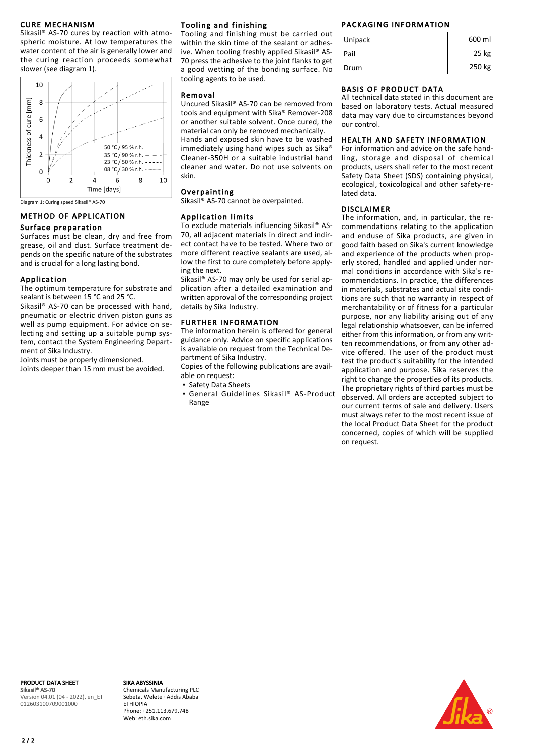## CURE MECHANISM

Sikasil® AS-70 cures by reaction with atmospheric moisture. At low temperatures the water content of the air is generally lower and the curing reaction proceeds somewhat slower (see diagram 1).

Thickness of cure [mm]

10
8
6
4
2
0

0 2 4 6 8 10

Time [days]

50 °C / 95 % r.h.
35 °C / 90 % r.h.
23 °C / 50 % r.h.
08 °C / 30 % r.h.

Diagram 1: Curing speed Sikasil® AS-70

## METHOD OF APPLICATION

### Surface preparation

Surfaces must be clean, dry and free from grease, oil and dust. Surface treatment depends on the specific nature of the substrates and is crucial for a long lasting bond.

### Application

The optimum temperature for substrate and sealant is between 15 °C and 25 °C.

Sikasil® AS-70 can be processed with hand, pneumatic or electric driven piston guns as well as pump equipment. For advice on selecting and setting up a suitable pump system, contact the System Engineering Department of Sika Industry.

Joints must be properly dimensioned.

Joints deeper than 15 mm must be avoided.

### Tooling and finishing

Tooling and finishing must be carried out within the skin time of the sealant or adhesive. When tooling freshly applied Sikasil® AS-70 press the adhesive to the joint flanks to get a good wetting of the bonding surface. No tooling agents to be used.

### Removal

Uncured Sikasil® AS-70 can be removed from tools and equipment with Sika® Remover-208 or another suitable solvent. Once cured, the material can only be removed mechanically.

Hands and exposed skin have to be washed immediately using hand wipes such as Sika® Cleaner-350H or a suitable industrial hand cleaner and water. Do not use solvents on skin.

### Overpainting

Sikasil® AS-70 cannot be overpainted.

### Application limits

To exclude materials influencing Sikasil® AS-70, all adjacent materials in direct and indirect contact have to be tested. Where two or more different reactive sealants are used, allow the first to cure completely before applying the next.

Sikasil® AS-70 may only be used for serial application after a detailed examination and written approval of the corresponding project details by Sika Industry.

## FURTHER INFORMATION

The information herein is offered for general guidance only. Advice on specific applications is available on request from the Technical Department of Sika Industry.

Copies of the following publications are available on request:

- Safety Data Sheets
- General Guidelines Sikasil® AS-Product Range

## PACKAGING INFORMATION

| | |
|---|---|
| Unipack | 600 ml |
| Pail | 25 kg |
| Drum | 250 kg |

## BASIS OF PRODUCT DATA

All technical data stated in this document are based on laboratory tests. Actual measured data may vary due to circumstances beyond our control.

## HEALTH AND SAFETY INFORMATION

For information and advice on the safe handling, storage and disposal of chemical products, users shall refer to the most recent Safety Data Sheet (SDS) containing physical, ecological, toxicological and other safety-related data.

## DISCLAIMER

The information, and, in particular, the recommendations relating to the application and enduse of Sika products, are given in good faith based on Sika's current knowledge and experience of the products when properly stored, handled and applied under normal conditions in accordance with Sika's recommendations. In practice, the differences in materials, substrates and actual site conditions are such that no warranty in respect of merchantability or of fitness for a particular purpose, nor any liability arising out of any legal relationship whatsoever, can be inferred either from this information, or from any written recommendations, or from any other advice offered. The user of the product must test the product's suitability for the intended application and purpose. Sika reserves the right to change the properties of its products. The proprietary rights of third parties must be observed. All orders are accepted subject to our current terms of sale and delivery. Users must always refer to the most recent issue of the local Product Data Sheet for the product concerned, copies of which will be supplied on request.

**PRODUCT DATA SHEET**
**Sikasil® AS-70**
Version 04.01 (04 - 2022), en_ET
012603100709001000

**SIKA ABYSSINIA**
Chemicals Manufacturing PLC
Sebeta, Welete · Addis Ababa
ETHIOPIA
Phone: +251.113.679.748
Web: eth.sika.com